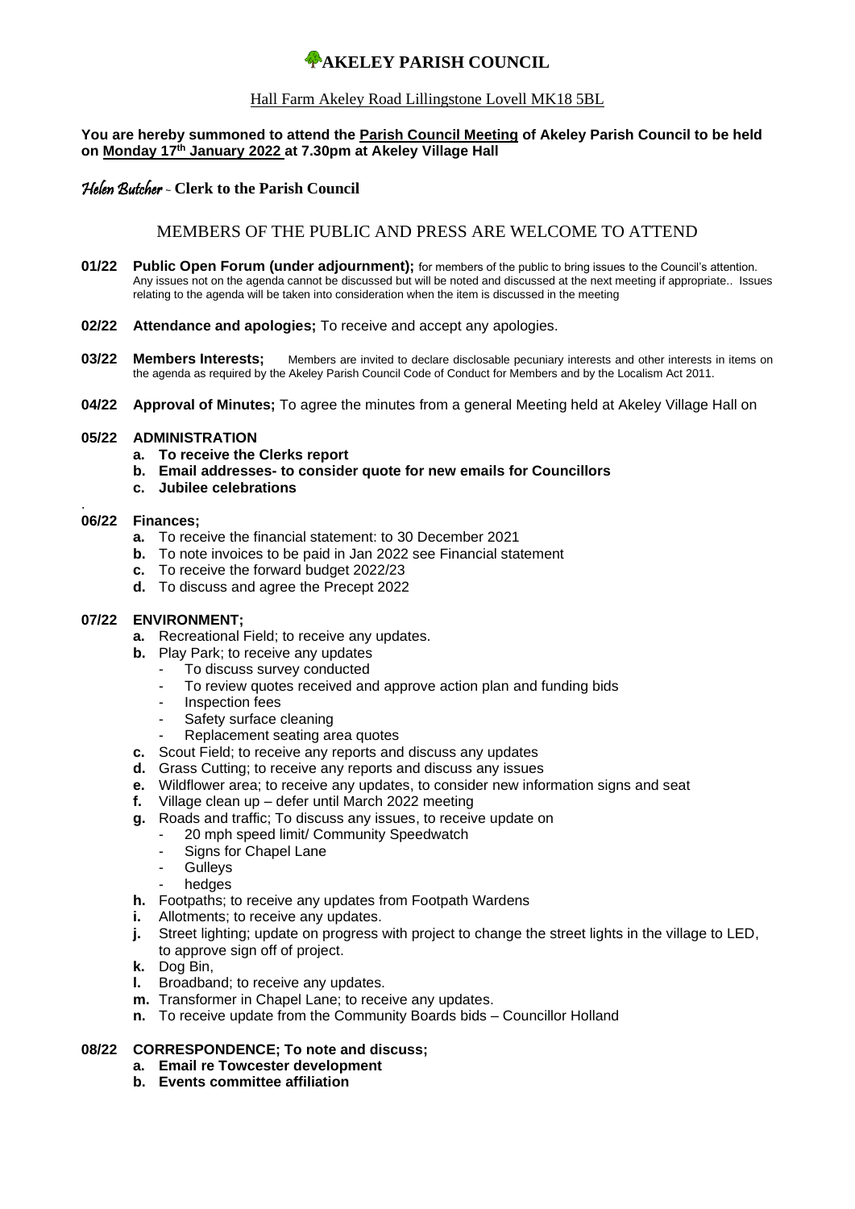# AKELEY PARISH COUNCIL

Hall Farm Akeley Road Lillingstone Lovell MK18 5BL

**You are hereby summoned to attend the Parish Council Meeting of Akeley Parish Council to be held on Monday 17th January 2022 at 7.30pm at Akeley Village Hall**

*Helen Butcher* **- Clerk to the Parish Council**

## MEMBERS OF THE PUBLIC AND PRESS ARE WELCOME TO ATTEND

**01/22 Public Open Forum (under adjournment);** for members of the public to bring issues to the Council's attention. Any issues not on the agenda cannot be discussed but will be noted and discussed at the next meeting if appropriate.. Issues relating to the agenda will be taken into consideration when the item is discussed in the meeting

**02/22 Attendance and apologies;** To receive and accept any apologies.

**03/22 Members Interests;** Members are invited to declare disclosable pecuniary interests and other interests in items on the agenda as required by the Akeley Parish Council Code of Conduct for Members and by the Localism Act 2011.

**04/22 Approval of Minutes;** To agree the minutes from a general Meeting held at Akeley Village Hall on

**05/22 ADMINISTRATION**

- **a. To receive the Clerks report**
- **b. Email addresses- to consider quote for new emails for Councillors**
- **c. Jubilee celebrations**

.

**06/22 Finances;**

- **a.** To receive the financial statement: to 30 December 2021
- **b.** To note invoices to be paid in Jan 2022 see Financial statement
- **c.** To receive the forward budget 2022/23
- **d.** To discuss and agree the Precept 2022

**07/22 ENVIRONMENT;**

- **a.** Recreational Field; to receive any updates.
- **b.** Play Park; to receive any updates
  - To discuss survey conducted
  - To review quotes received and approve action plan and funding bids
  - Inspection fees
  - Safety surface cleaning
  - Replacement seating area quotes
- **c.** Scout Field; to receive any reports and discuss any updates
- **d.** Grass Cutting; to receive any reports and discuss any issues
- **e.** Wildflower area; to receive any updates, to consider new information signs and seat
- **f.** Village clean up – defer until March 2022 meeting
- **g.** Roads and traffic; To discuss any issues, to receive update on
  - 20 mph speed limit/ Community Speedwatch
  - Signs for Chapel Lane
  - Gulleys
  - hedges
- **h.** Footpaths; to receive any updates from Footpath Wardens
- **i.** Allotments; to receive any updates.
- **j.** Street lighting; update on progress with project to change the street lights in the village to LED, to approve sign off of project.
- **k.** Dog Bin,
- **l.** Broadband; to receive any updates.
- **m.** Transformer in Chapel Lane; to receive any updates.
- **n.** To receive update from the Community Boards bids – Councillor Holland

**08/22 CORRESPONDENCE; To note and discuss;**

- **a. Email re Towcester development**
- **b. Events committee affiliation**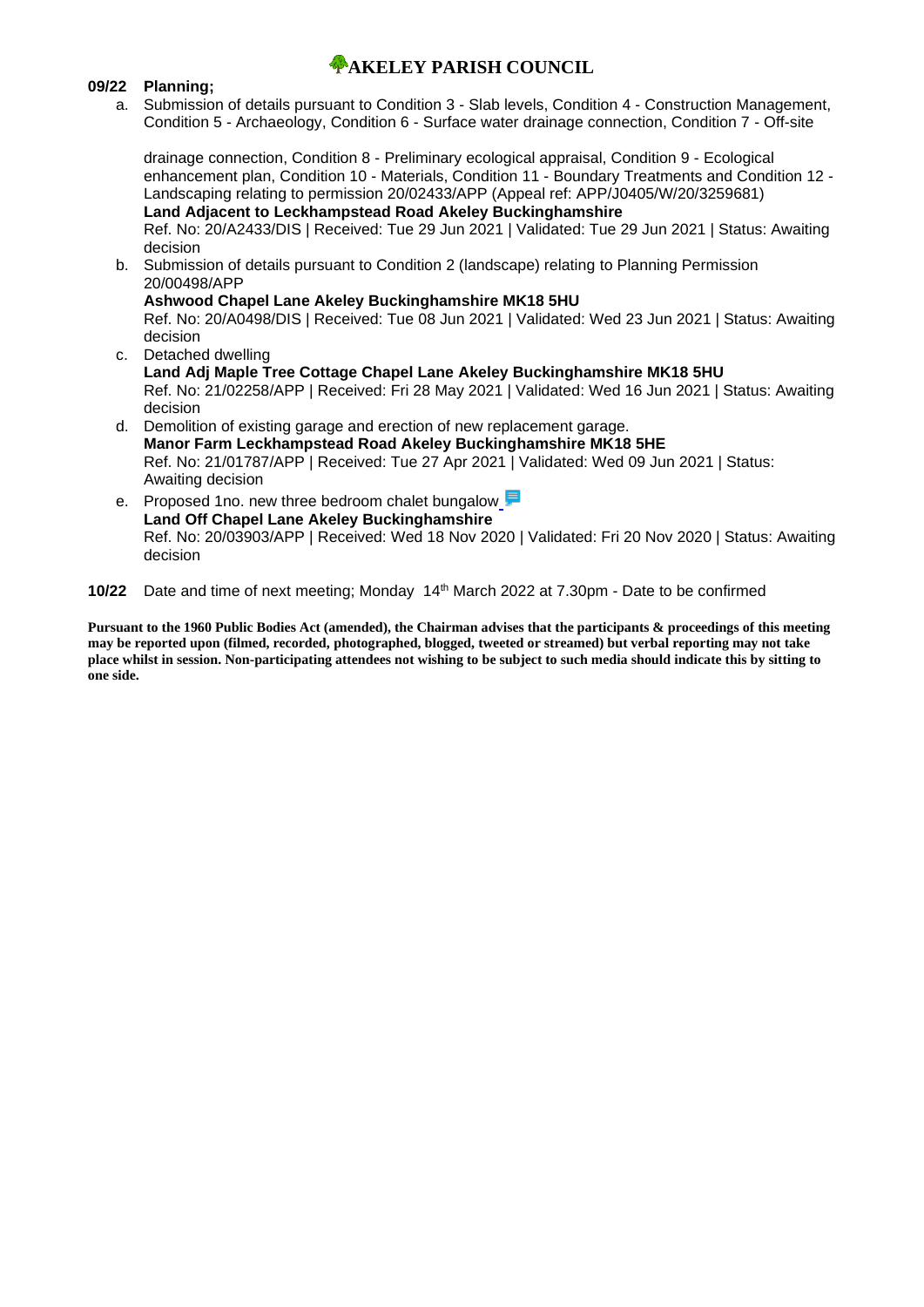# AKELEY PARISH COUNCIL

**09/22 Planning;**

a. Submission of details pursuant to Condition 3 - Slab levels, Condition 4 - Construction Management, Condition 5 - Archaeology, Condition 6 - Surface water drainage connection, Condition 7 - Off-site drainage connection, Condition 8 - Preliminary ecological appraisal, Condition 9 - Ecological enhancement plan, Condition 10 - Materials, Condition 11 - Boundary Treatments and Condition 12 - Landscaping relating to permission 20/02433/APP (Appeal ref: APP/J0405/W/20/3259681)
   **Land Adjacent to Leckhampstead Road Akeley Buckinghamshire**
   Ref. No: 20/A2433/DIS | Received: Tue 29 Jun 2021 | Validated: Tue 29 Jun 2021 | Status: Awaiting decision

b. Submission of details pursuant to Condition 2 (landscape) relating to Planning Permission 20/00498/APP
   **Ashwood Chapel Lane Akeley Buckinghamshire MK18 5HU**
   Ref. No: 20/A0498/DIS | Received: Tue 08 Jun 2021 | Validated: Wed 23 Jun 2021 | Status: Awaiting decision

c. Detached dwelling
   **Land Adj Maple Tree Cottage Chapel Lane Akeley Buckinghamshire MK18 5HU**
   Ref. No: 21/02258/APP | Received: Fri 28 May 2021 | Validated: Wed 16 Jun 2021 | Status: Awaiting decision

d. Demolition of existing garage and erection of new replacement garage.
   **Manor Farm Leckhampstead Road Akeley Buckinghamshire MK18 5HE**
   Ref. No: 21/01787/APP | Received: Tue 27 Apr 2021 | Validated: Wed 09 Jun 2021 | Status: Awaiting decision

e. Proposed 1no. new three bedroom chalet bungalow
   **Land Off Chapel Lane Akeley Buckinghamshire**
   Ref. No: 20/03903/APP | Received: Wed 18 Nov 2020 | Validated: Fri 20 Nov 2020 | Status: Awaiting decision

**10/22** Date and time of next meeting; Monday 14th March 2022 at 7.30pm - Date to be confirmed

**Pursuant to the 1960 Public Bodies Act (amended), the Chairman advises that the participants & proceedings of this meeting may be reported upon (filmed, recorded, photographed, blogged, tweeted or streamed) but verbal reporting may not take place whilst in session. Non-participating attendees not wishing to be subject to such media should indicate this by sitting to one side.**